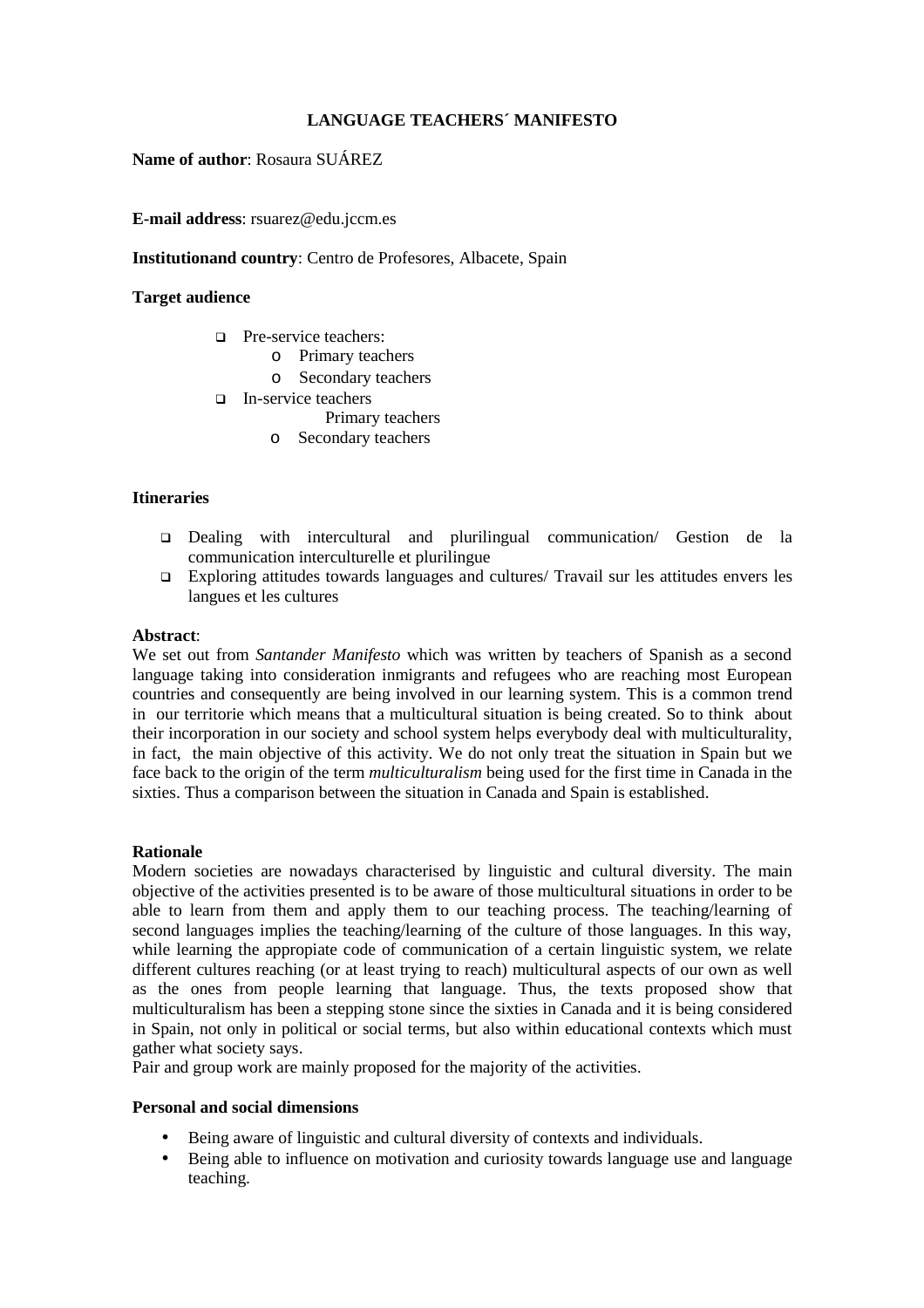**LANGUAGE TEACHERS´ MANIFESTO**

**Name of author**: Rosaura SUÁREZ

**E-mail address**: rsuarez@edu.jccm.es

**Institutionand country**: Centro de Profesores, Albacete, Spain

**Target audience**

- Pre-service teachers:
  - Primary teachers
  - Secondary teachers
- In-service teachers
  - Primary teachers
  - Secondary teachers

**Itineraries**

- Dealing with intercultural and plurilingual communication/ Gestion de la communication interculturelle et plurilingue
- Exploring attitudes towards languages and cultures/ Travail sur les attitudes envers les langues et les cultures

**Abstract**:
We set out from *Santander Manifesto* which was written by teachers of Spanish as a second language taking into consideration inmigrants and refugees who are reaching most European countries and consequently are being involved in our learning system. This is a common trend in our territorie which means that a multicultural situation is being created. So to think about their incorporation in our society and school system helps everybody deal with multiculturality, in fact, the main objective of this activity. We do not only treat the situation in Spain but we face back to the origin of the term *multiculturalism* being used for the first time in Canada in the sixties. Thus a comparison between the situation in Canada and Spain is established.

**Rationale**
Modern societies are nowadays characterised by linguistic and cultural diversity. The main objective of the activities presented is to be aware of those multicultural situations in order to be able to learn from them and apply them to our teaching process. The teaching/learning of second languages implies the teaching/learning of the culture of those languages. In this way, while learning the appropiate code of communication of a certain linguistic system, we relate different cultures reaching (or at least trying to reach) multicultural aspects of our own as well as the ones from people learning that language. Thus, the texts proposed show that multiculturalism has been a stepping stone since the sixties in Canada and it is being considered in Spain, not only in political or social terms, but also within educational contexts which must gather what society says.
Pair and group work are mainly proposed for the majority of the activities.

**Personal and social dimensions**

- Being aware of linguistic and cultural diversity of contexts and individuals.
- Being able to influence on motivation and curiosity towards language use and language teaching.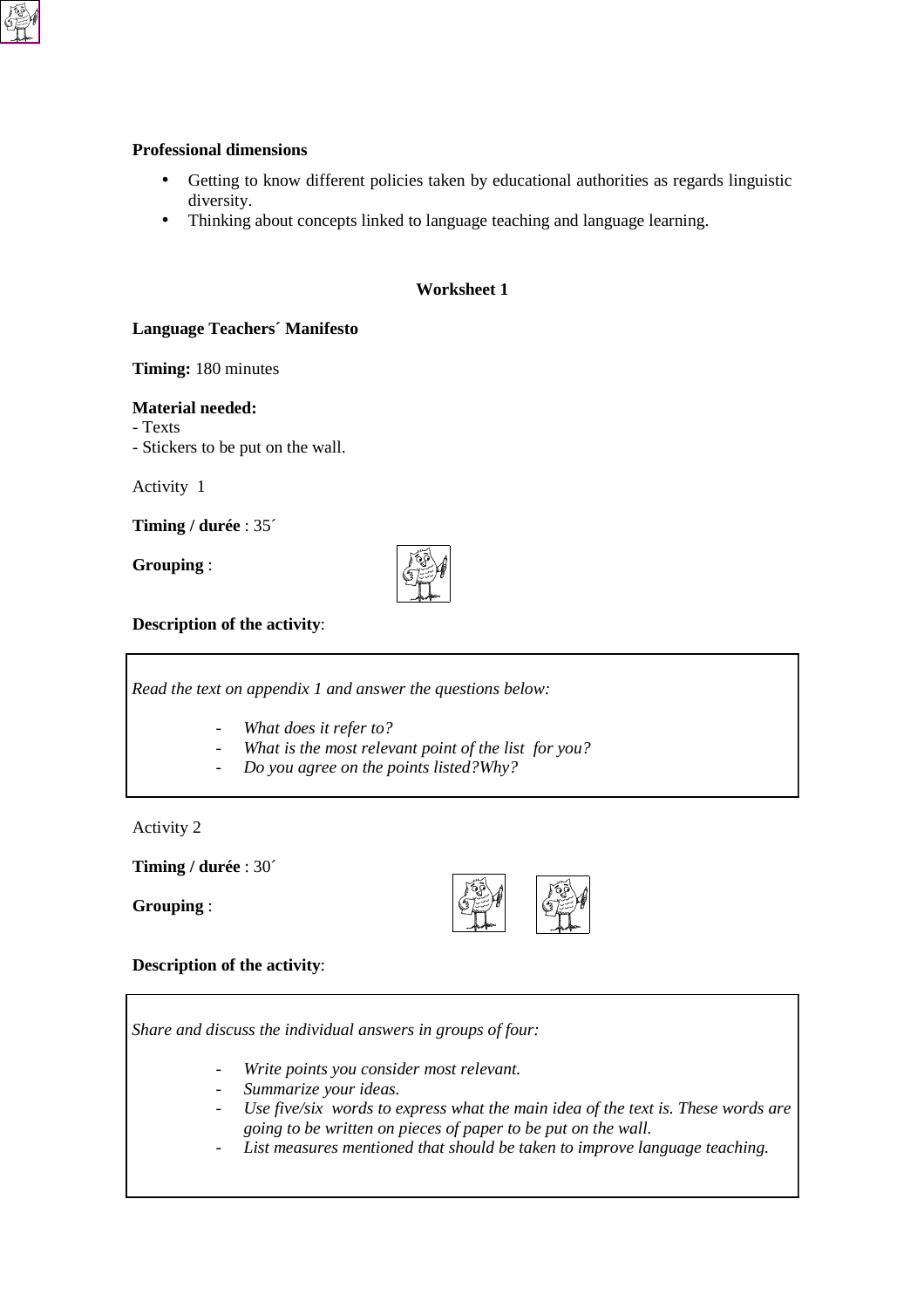**Professional dimensions**

- Getting to know different policies taken by educational authorities as regards linguistic diversity.
- Thinking about concepts linked to language teaching and language learning.

**Worksheet 1**

**Language Teachers´ Manifesto**

**Timing:** 180 minutes

**Material needed:**
- Texts
- Stickers to be put on the wall.

Activity 1

**Timing / durée** : 35´

**Grouping** :

**Description of the activity**:

*Read the text on appendix 1 and answer the questions below:*

- *What does it refer to?*
- *What is the most relevant point of the list for you?*
- *Do you agree on the points listed?Why?*

Activity 2

**Timing / durée** : 30´

**Grouping** :

**Description of the activity**:

*Share and discuss the individual answers in groups of four:*

- *Write points you consider most relevant.*
- *Summarize your ideas.*
- *Use five/six words to express what the main idea of the text is. These words are going to be written on pieces of paper to be put on the wall.*
- *List measures mentioned that should be taken to improve language teaching.*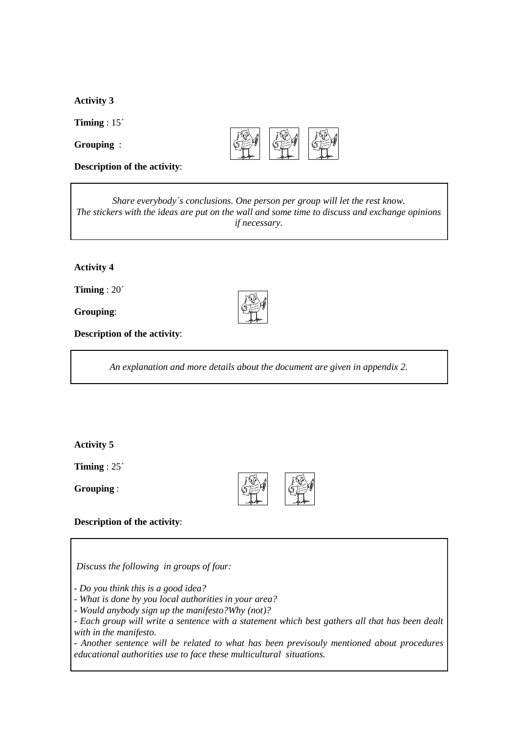**Activity 3**

**Timing** : 15´

**Grouping** :

**Description of the activity**:

*Share everybody´s conclusions. One person per group will let the rest know. The stickers with the ideas are put on the wall and some time to discuss and exchange opinions if necessary.*

**Activity 4**

**Timing** : 20´

**Grouping**:

**Description of the activity**:

*An explanation and more details about the document are given in appendix 2.*

**Activity 5**

**Timing** : 25´

**Grouping** :

**Description of the activity**:

*Discuss the following in groups of four:*

- *Do you think this is a good idea?*
- *What is done by you local authorities in your area?*
- *Would anybody sign up the manifesto?Why (not)?*
- *Each group will write a sentence with a statement which best gathers all that has been dealt with in the manifesto.*
- *Another sentence will be related to what has been previsouly mentioned about procedures educational authorities use to face these multicultural situations.*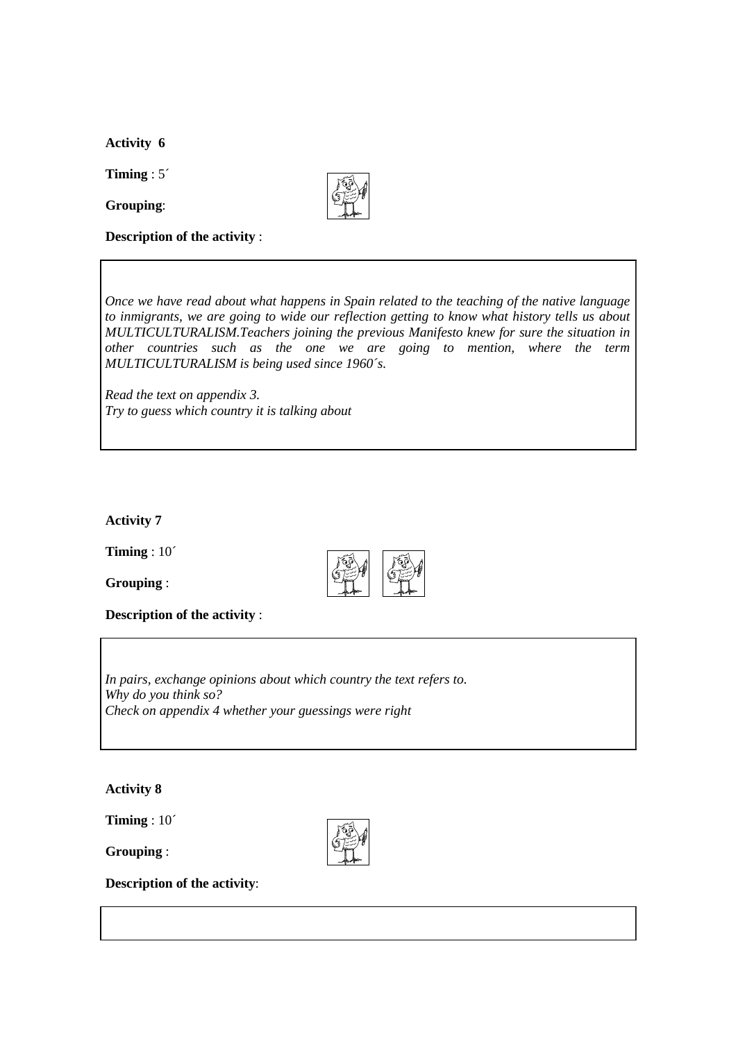**Activity 6**

**Timing** : 5´

**Grouping**:

**Description of the activity** :

*Once we have read about what happens in Spain related to the teaching of the native language to inmigrants, we are going to wide our reflection getting to know what history tells us about MULTICULTURALISM.Teachers joining the previous Manifesto knew for sure the situation in other countries such as the one we are going to mention, where the term MULTICULTURALISM is being used since 1960´s.*

*Read the text on appendix 3.*
*Try to guess which country it is talking about*

**Activity 7**

**Timing** : 10´

**Grouping** :

**Description of the activity** :

*In pairs, exchange opinions about which country the text refers to.*
*Why do you think so?*
*Check on appendix 4 whether your guessings were right*

**Activity 8**

**Timing** : 10´

**Grouping** :

**Description of the activity**: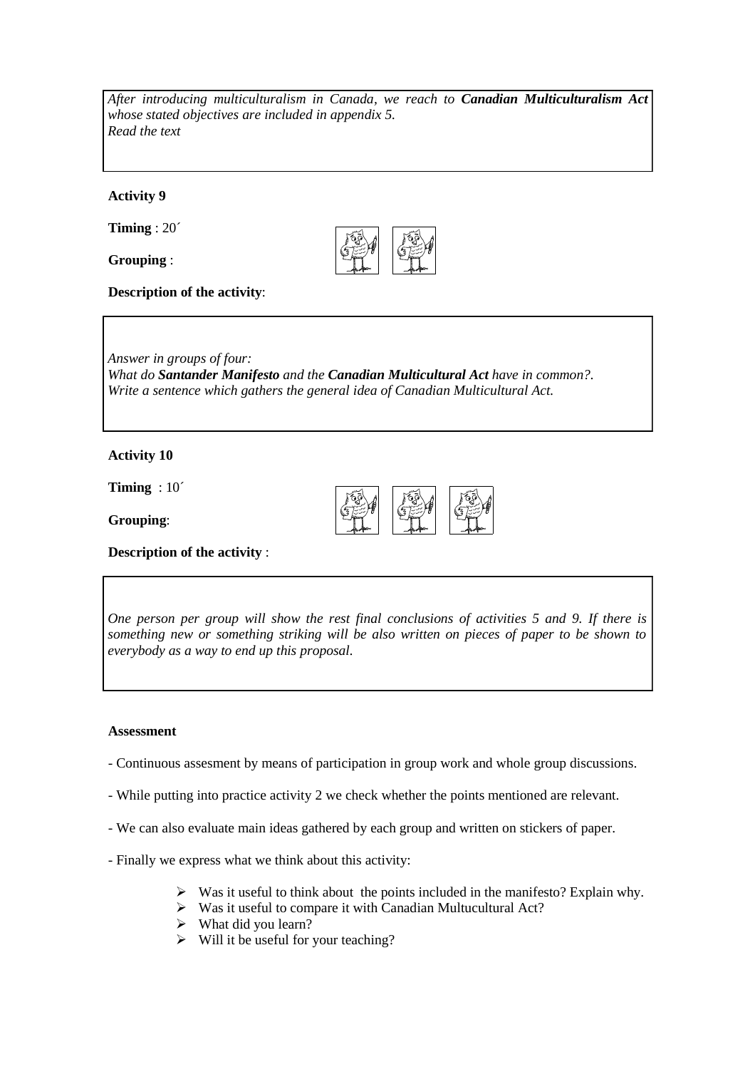*After introducing multiculturalism in Canada, we reach to **Canadian Multiculturalism Act** whose stated objectives are included in appendix 5.*
*Read the text*

**Activity 9**

**Timing** : 20´

**Grouping** :

**Description of the activity**:

*Answer in groups of four:*
*What do **Santander Manifesto** and the **Canadian Multicultural Act** have in common?.*
*Write a sentence which gathers the general idea of Canadian Multicultural Act.*

**Activity 10**

**Timing** : 10´

**Grouping**:

**Description of the activity** :

*One person per group will show the rest final conclusions of activities 5 and 9. If there is something new or something striking will be also written on pieces of paper to be shown to everybody as a way to end up this proposal.*

**Assessment**

- Continuous assesment by means of participation in group work and whole group discussions.

- While putting into practice activity 2 we check whether the points mentioned are relevant.

- We can also evaluate main ideas gathered by each group and written on stickers of paper.

- Finally we express what we think about this activity:

  - Was it useful to think about the points included in the manifesto? Explain why.
  - Was it useful to compare it with Canadian Multucultural Act?
  - What did you learn?
  - Will it be useful for your teaching?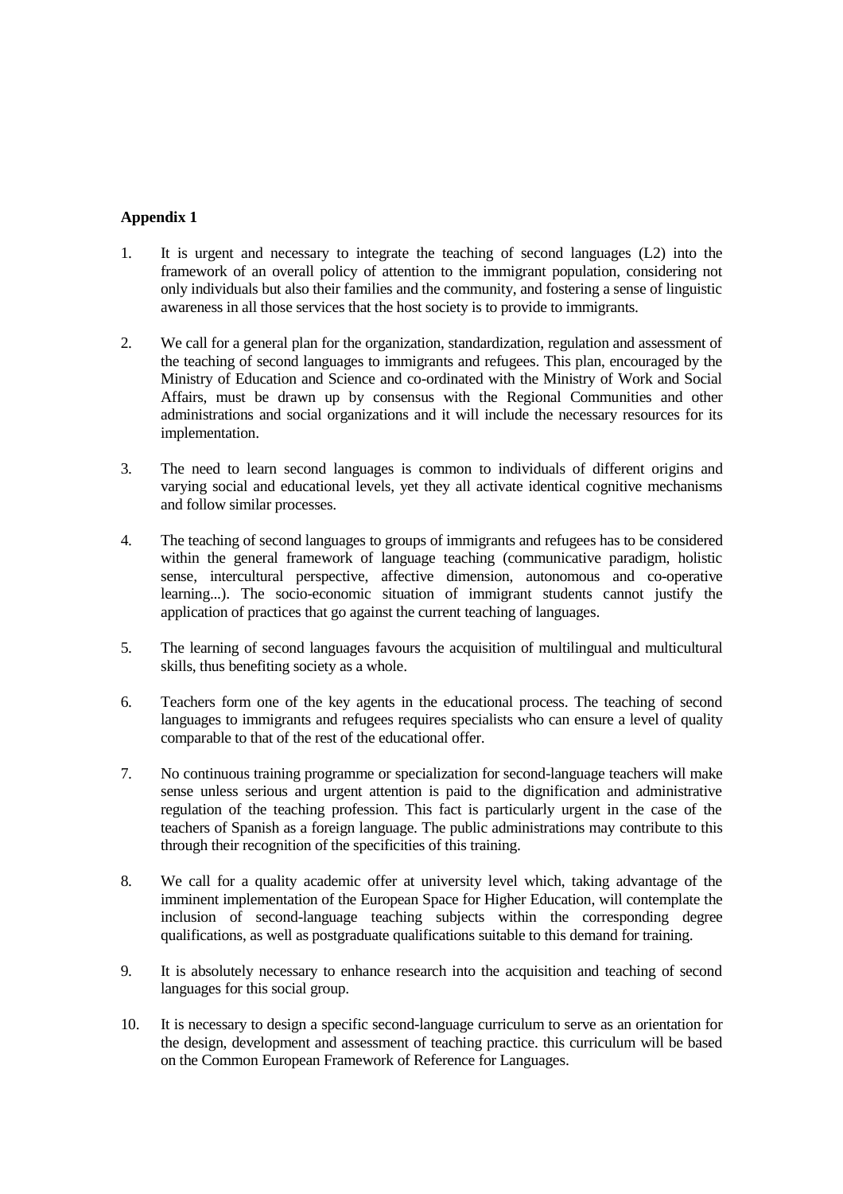**Appendix 1**

1. It is urgent and necessary to integrate the teaching of second languages (L2) into the framework of an overall policy of attention to the immigrant population, considering not only individuals but also their families and the community, and fostering a sense of linguistic awareness in all those services that the host society is to provide to immigrants.

2. We call for a general plan for the organization, standardization, regulation and assessment of the teaching of second languages to immigrants and refugees. This plan, encouraged by the Ministry of Education and Science and co-ordinated with the Ministry of Work and Social Affairs, must be drawn up by consensus with the Regional Communities and other administrations and social organizations and it will include the necessary resources for its implementation.

3. The need to learn second languages is common to individuals of different origins and varying social and educational levels, yet they all activate identical cognitive mechanisms and follow similar processes.

4. The teaching of second languages to groups of immigrants and refugees has to be considered within the general framework of language teaching (communicative paradigm, holistic sense, intercultural perspective, affective dimension, autonomous and co-operative learning...). The socio-economic situation of immigrant students cannot justify the application of practices that go against the current teaching of languages.

5. The learning of second languages favours the acquisition of multilingual and multicultural skills, thus benefiting society as a whole.

6. Teachers form one of the key agents in the educational process. The teaching of second languages to immigrants and refugees requires specialists who can ensure a level of quality comparable to that of the rest of the educational offer.

7. No continuous training programme or specialization for second-language teachers will make sense unless serious and urgent attention is paid to the dignification and administrative regulation of the teaching profession. This fact is particularly urgent in the case of the teachers of Spanish as a foreign language. The public administrations may contribute to this through their recognition of the specificities of this training.

8. We call for a quality academic offer at university level which, taking advantage of the imminent implementation of the European Space for Higher Education, will contemplate the inclusion of second-language teaching subjects within the corresponding degree qualifications, as well as postgraduate qualifications suitable to this demand for training.

9. It is absolutely necessary to enhance research into the acquisition and teaching of second languages for this social group.

10. It is necessary to design a specific second-language curriculum to serve as an orientation for the design, development and assessment of teaching practice. this curriculum will be based on the Common European Framework of Reference for Languages.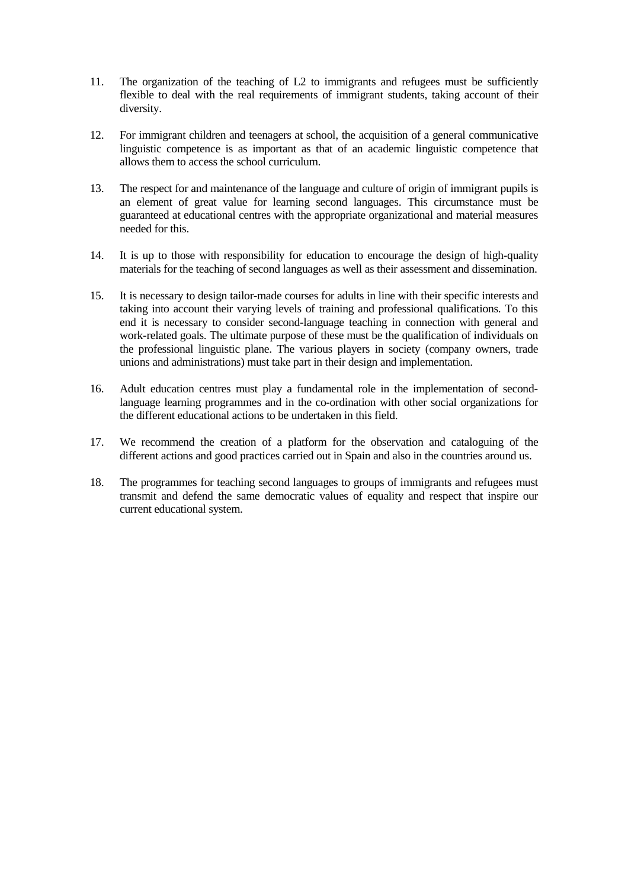11. The organization of the teaching of L2 to immigrants and refugees must be sufficiently flexible to deal with the real requirements of immigrant students, taking account of their diversity.

12. For immigrant children and teenagers at school, the acquisition of a general communicative linguistic competence is as important as that of an academic linguistic competence that allows them to access the school curriculum.

13. The respect for and maintenance of the language and culture of origin of immigrant pupils is an element of great value for learning second languages. This circumstance must be guaranteed at educational centres with the appropriate organizational and material measures needed for this.

14. It is up to those with responsibility for education to encourage the design of high-quality materials for the teaching of second languages as well as their assessment and dissemination.

15. It is necessary to design tailor-made courses for adults in line with their specific interests and taking into account their varying levels of training and professional qualifications. To this end it is necessary to consider second-language teaching in connection with general and work-related goals. The ultimate purpose of these must be the qualification of individuals on the professional linguistic plane. The various players in society (company owners, trade unions and administrations) must take part in their design and implementation.

16. Adult education centres must play a fundamental role in the implementation of second-language learning programmes and in the co-ordination with other social organizations for the different educational actions to be undertaken in this field.

17. We recommend the creation of a platform for the observation and cataloguing of the different actions and good practices carried out in Spain and also in the countries around us.

18. The programmes for teaching second languages to groups of immigrants and refugees must transmit and defend the same democratic values of equality and respect that inspire our current educational system.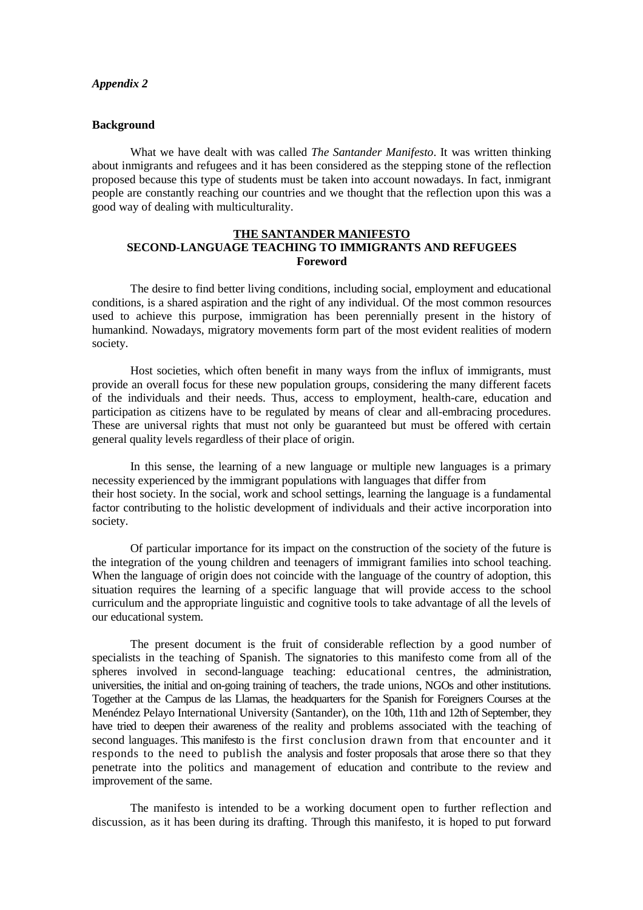*Appendix 2*

**Background**

What we have dealt with was called *The Santander Manifesto*. It was written thinking about inmigrants and refugees and it has been considered as the stepping stone of the reflection proposed because this type of students must be taken into account nowadays. In fact, inmigrant people are constantly reaching our countries and we thought that the reflection upon this was a good way of dealing with multiculturality.

**<u>THE SANTANDER MANIFESTO</u>**
**SECOND-LANGUAGE TEACHING TO IMMIGRANTS AND REFUGEES**
**Foreword**

The desire to find better living conditions, including social, employment and educational conditions, is a shared aspiration and the right of any individual. Of the most common resources used to achieve this purpose, immigration has been perennially present in the history of humankind. Nowadays, migratory movements form part of the most evident realities of modern society.

Host societies, which often benefit in many ways from the influx of immigrants, must provide an overall focus for these new population groups, considering the many different facets of the individuals and their needs. Thus, access to employment, health-care, education and participation as citizens have to be regulated by means of clear and all-embracing procedures. These are universal rights that must not only be guaranteed but must be offered with certain general quality levels regardless of their place of origin.

In this sense, the learning of a new language or multiple new languages is a primary necessity experienced by the immigrant populations with languages that differ from their host society. In the social, work and school settings, learning the language is a fundamental factor contributing to the holistic development of individuals and their active incorporation into society.

Of particular importance for its impact on the construction of the society of the future is the integration of the young children and teenagers of immigrant families into school teaching. When the language of origin does not coincide with the language of the country of adoption, this situation requires the learning of a specific language that will provide access to the school curriculum and the appropriate linguistic and cognitive tools to take advantage of all the levels of our educational system.

The present document is the fruit of considerable reflection by a good number of specialists in the teaching of Spanish. The signatories to this manifesto come from all of the spheres involved in second-language teaching: educational centres, the administration, universities, the initial and on-going training of teachers, the trade unions, NGOs and other institutions. Together at the Campus de las Llamas, the headquarters for the Spanish for Foreigners Courses at the Menéndez Pelayo International University (Santander), on the 10th, 11th and 12th of September, they have tried to deepen their awareness of the reality and problems associated with the teaching of second languages. This manifesto is the first conclusion drawn from that encounter and it responds to the need to publish the analysis and foster proposals that arose there so that they penetrate into the politics and management of education and contribute to the review and improvement of the same.

The manifesto is intended to be a working document open to further reflection and discussion, as it has been during its drafting. Through this manifesto, it is hoped to put forward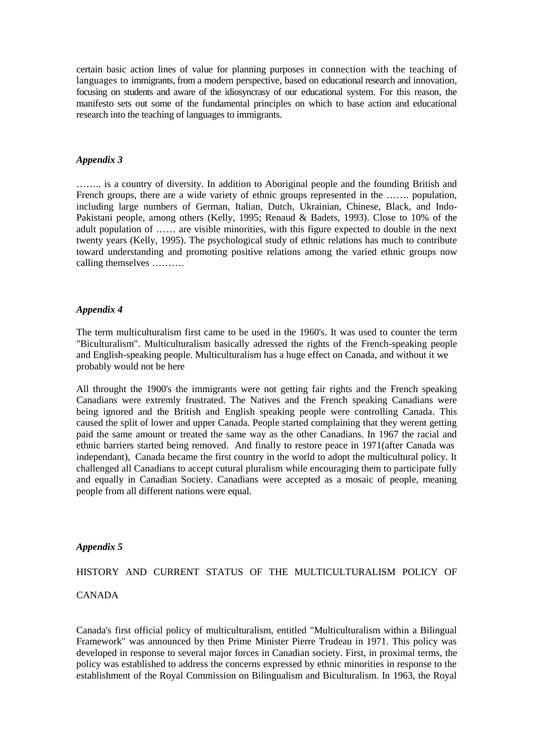certain basic action lines of value for planning purposes in connection with the teaching of languages to immigrants, from a modern perspective, based on educational research and innovation, focusing on students and aware of the idiosyncrasy of our educational system. For this reason, the manifesto sets out some of the fundamental principles on which to base action and educational research into the teaching of languages to immigrants.

***Appendix 3***

…….. is a country of diversity. In addition to Aboriginal people and the founding British and French groups, there are a wide variety of ethnic groups represented in the ……. population, including large numbers of German, Italian, Dutch, Ukrainian, Chinese, Black, and Indo-Pakistani people, among others (Kelly, 1995; Renaud & Badets, 1993). Close to 10% of the adult population of …… are visible minorities, with this figure expected to double in the next twenty years (Kelly, 1995). The psychological study of ethnic relations has much to contribute toward understanding and promoting positive relations among the varied ethnic groups now calling themselves ……….

***Appendix 4***

The term multiculturalism first came to be used in the 1960's. It was used to counter the term "Biculturalism". Multiculturalism basically adressed the rights of the French-speaking people and English-speaking people. Multiculturalism has a huge effect on Canada, and without it we probably would not be here

All throught the 1900's the immigrants were not getting fair rights and the French speaking Canadians were extremly frustrated. The Natives and the French speaking Canadians were being ignored and the British and English speaking people were controlling Canada. This caused the split of lower and upper Canada. People started complaining that they werent getting paid the same amount or treated the same way as the other Canadians. In 1967 the racial and ethnic barriers started being removed. And finally to restore peace in 1971(after Canada was independant), Canada became the first country in the world to adopt the multicultural policy. It challenged all Canadians to accept cutural pluralism while encouraging them to participate fully and equally in Canadian Society. Canadians were accepted as a mosaic of people, meaning people from all different nations were equal.

***Appendix 5***

HISTORY AND CURRENT STATUS OF THE MULTICULTURALISM POLICY OF CANADA

Canada's first official policy of multiculturalism, entitled "Multiculturalism within a Bilingual Framework" was announced by then Prime Minister Pierre Trudeau in 1971. This policy was developed in response to several major forces in Canadian society. First, in proximal terms, the policy was established to address the concerns expressed by ethnic minorities in response to the establishment of the Royal Commission on Bilingualism and Biculturalism. In 1963, the Royal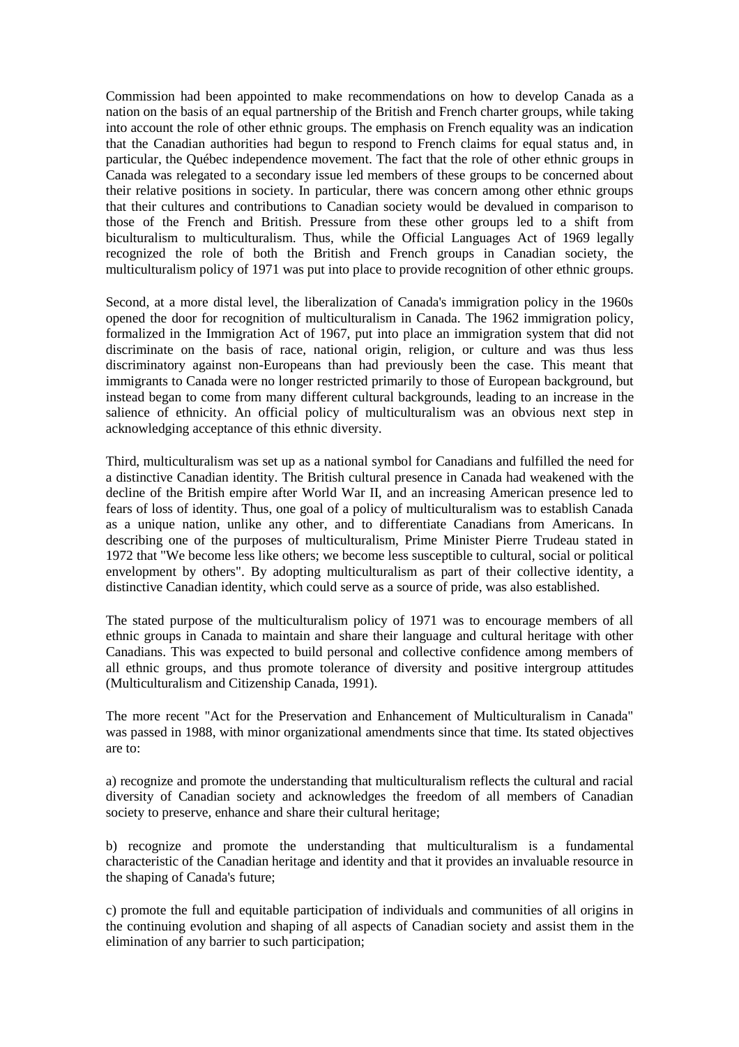Commission had been appointed to make recommendations on how to develop Canada as a nation on the basis of an equal partnership of the British and French charter groups, while taking into account the role of other ethnic groups. The emphasis on French equality was an indication that the Canadian authorities had begun to respond to French claims for equal status and, in particular, the Québec independence movement. The fact that the role of other ethnic groups in Canada was relegated to a secondary issue led members of these groups to be concerned about their relative positions in society. In particular, there was concern among other ethnic groups that their cultures and contributions to Canadian society would be devalued in comparison to those of the French and British. Pressure from these other groups led to a shift from biculturalism to multiculturalism. Thus, while the Official Languages Act of 1969 legally recognized the role of both the British and French groups in Canadian society, the multiculturalism policy of 1971 was put into place to provide recognition of other ethnic groups.

Second, at a more distal level, the liberalization of Canada's immigration policy in the 1960s opened the door for recognition of multiculturalism in Canada. The 1962 immigration policy, formalized in the Immigration Act of 1967, put into place an immigration system that did not discriminate on the basis of race, national origin, religion, or culture and was thus less discriminatory against non-Europeans than had previously been the case. This meant that immigrants to Canada were no longer restricted primarily to those of European background, but instead began to come from many different cultural backgrounds, leading to an increase in the salience of ethnicity. An official policy of multiculturalism was an obvious next step in acknowledging acceptance of this ethnic diversity.

Third, multiculturalism was set up as a national symbol for Canadians and fulfilled the need for a distinctive Canadian identity. The British cultural presence in Canada had weakened with the decline of the British empire after World War II, and an increasing American presence led to fears of loss of identity. Thus, one goal of a policy of multiculturalism was to establish Canada as a unique nation, unlike any other, and to differentiate Canadians from Americans. In describing one of the purposes of multiculturalism, Prime Minister Pierre Trudeau stated in 1972 that "We become less like others; we become less susceptible to cultural, social or political envelopment by others". By adopting multiculturalism as part of their collective identity, a distinctive Canadian identity, which could serve as a source of pride, was also established.

The stated purpose of the multiculturalism policy of 1971 was to encourage members of all ethnic groups in Canada to maintain and share their language and cultural heritage with other Canadians. This was expected to build personal and collective confidence among members of all ethnic groups, and thus promote tolerance of diversity and positive intergroup attitudes (Multiculturalism and Citizenship Canada, 1991).

The more recent "Act for the Preservation and Enhancement of Multiculturalism in Canada" was passed in 1988, with minor organizational amendments since that time. Its stated objectives are to:

a) recognize and promote the understanding that multiculturalism reflects the cultural and racial diversity of Canadian society and acknowledges the freedom of all members of Canadian society to preserve, enhance and share their cultural heritage;

b) recognize and promote the understanding that multiculturalism is a fundamental characteristic of the Canadian heritage and identity and that it provides an invaluable resource in the shaping of Canada's future;

c) promote the full and equitable participation of individuals and communities of all origins in the continuing evolution and shaping of all aspects of Canadian society and assist them in the elimination of any barrier to such participation;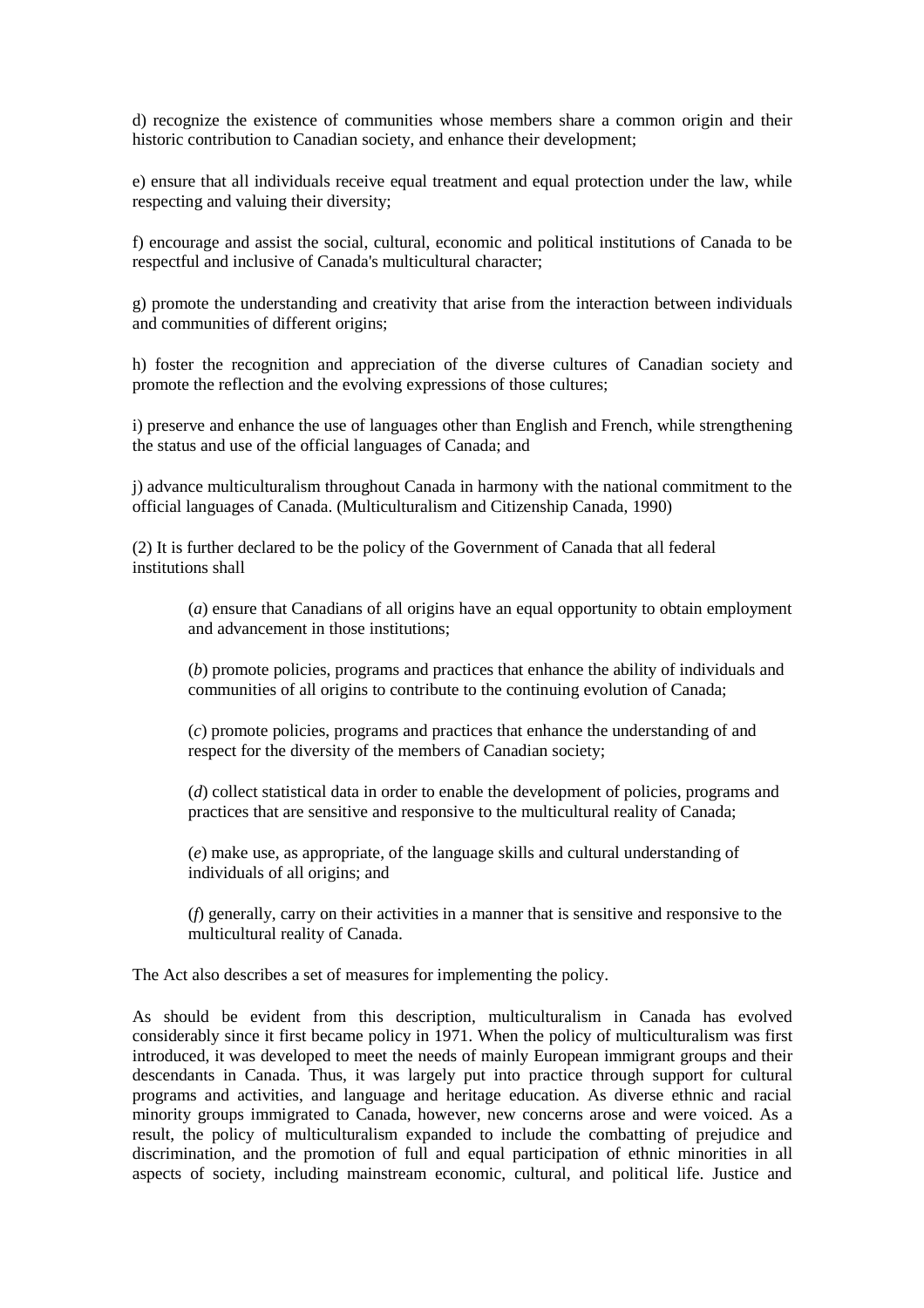d) recognize the existence of communities whose members share a common origin and their historic contribution to Canadian society, and enhance their development;

e) ensure that all individuals receive equal treatment and equal protection under the law, while respecting and valuing their diversity;

f) encourage and assist the social, cultural, economic and political institutions of Canada to be respectful and inclusive of Canada's multicultural character;

g) promote the understanding and creativity that arise from the interaction between individuals and communities of different origins;

h) foster the recognition and appreciation of the diverse cultures of Canadian society and promote the reflection and the evolving expressions of those cultures;

i) preserve and enhance the use of languages other than English and French, while strengthening the status and use of the official languages of Canada; and

j) advance multiculturalism throughout Canada in harmony with the national commitment to the official languages of Canada. (Multiculturalism and Citizenship Canada, 1990)

(2) It is further declared to be the policy of the Government of Canada that all federal institutions shall

> (*a*) ensure that Canadians of all origins have an equal opportunity to obtain employment and advancement in those institutions;
>
> (*b*) promote policies, programs and practices that enhance the ability of individuals and communities of all origins to contribute to the continuing evolution of Canada;
>
> (*c*) promote policies, programs and practices that enhance the understanding of and respect for the diversity of the members of Canadian society;
>
> (*d*) collect statistical data in order to enable the development of policies, programs and practices that are sensitive and responsive to the multicultural reality of Canada;
>
> (*e*) make use, as appropriate, of the language skills and cultural understanding of individuals of all origins; and
>
> (*f*) generally, carry on their activities in a manner that is sensitive and responsive to the multicultural reality of Canada.

The Act also describes a set of measures for implementing the policy.

As should be evident from this description, multiculturalism in Canada has evolved considerably since it first became policy in 1971. When the policy of multiculturalism was first introduced, it was developed to meet the needs of mainly European immigrant groups and their descendants in Canada. Thus, it was largely put into practice through support for cultural programs and activities, and language and heritage education. As diverse ethnic and racial minority groups immigrated to Canada, however, new concerns arose and were voiced. As a result, the policy of multiculturalism expanded to include the combatting of prejudice and discrimination, and the promotion of full and equal participation of ethnic minorities in all aspects of society, including mainstream economic, cultural, and political life. Justice and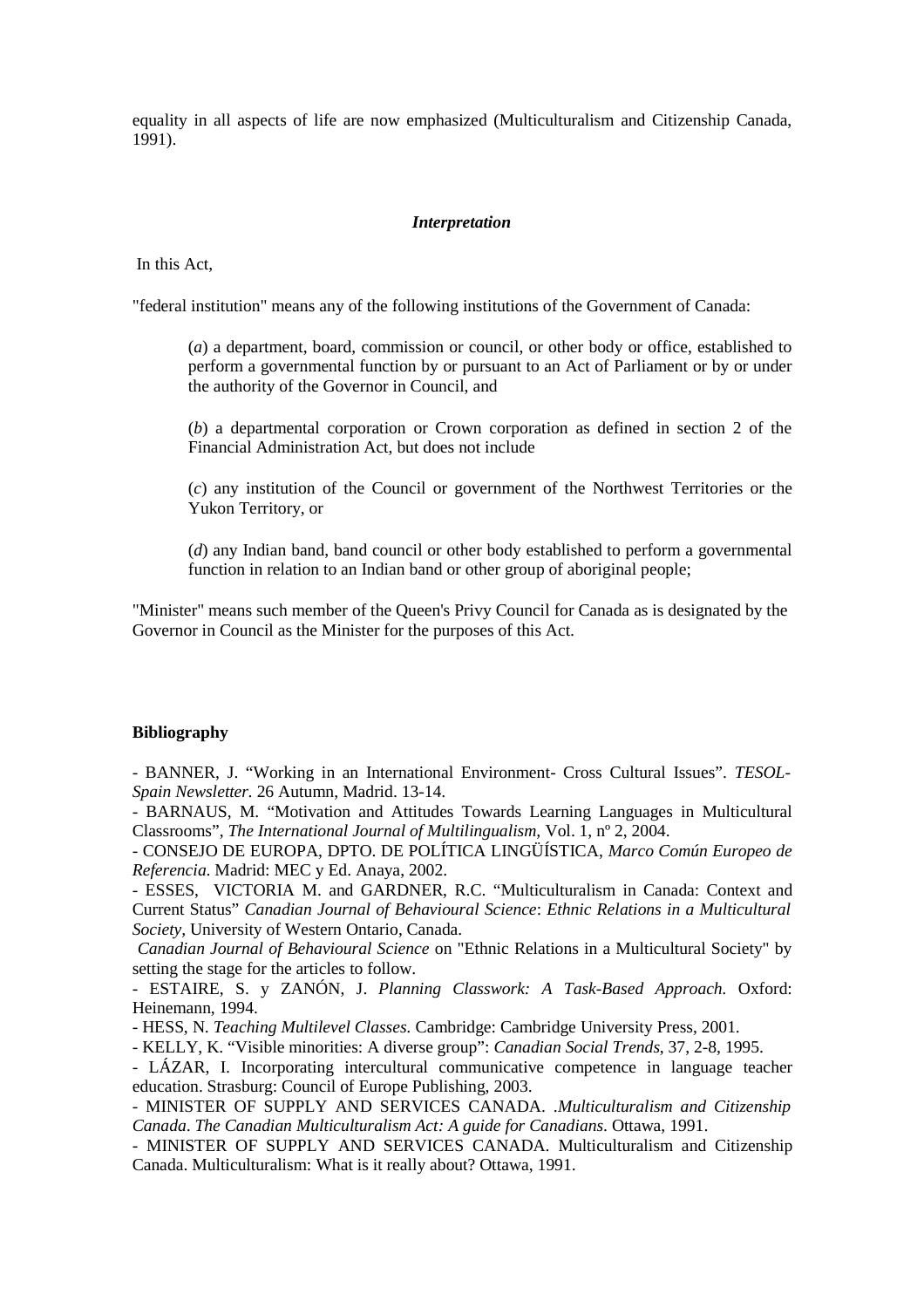equality in all aspects of life are now emphasized (Multiculturalism and Citizenship Canada, 1991).

***Interpretation***

In this Act,

"federal institution" means any of the following institutions of the Government of Canada:

> (*a*) a department, board, commission or council, or other body or office, established to perform a governmental function by or pursuant to an Act of Parliament or by or under the authority of the Governor in Council, and
>
> (*b*) a departmental corporation or Crown corporation as defined in section 2 of the Financial Administration Act, but does not include
>
> (*c*) any institution of the Council or government of the Northwest Territories or the Yukon Territory, or
>
> (*d*) any Indian band, band council or other body established to perform a governmental function in relation to an Indian band or other group of aboriginal people;

"Minister" means such member of the Queen's Privy Council for Canada as is designated by the Governor in Council as the Minister for the purposes of this Act.

**Bibliography**

- BANNER, J. "Working in an International Environment- Cross Cultural Issues". *TESOL-Spain Newsletter.* 26 Autumn, Madrid. 13-14.
- BARNAUS, M. "Motivation and Attitudes Towards Learning Languages in Multicultural Classrooms", *The International Journal of Multilingualism,* Vol. 1, nº 2, 2004.
- CONSEJO DE EUROPA, DPTO. DE POLÍTICA LINGÜÍSTICA, *Marco Común Europeo de Referencia.* Madrid: MEC y Ed. Anaya, 2002.
- ESSES, VICTORIA M. and GARDNER, R.C. "Multiculturalism in Canada: Context and Current Status" *Canadian Journal of Behavioural Science*: *Ethnic Relations in a Multicultural Society,* University of Western Ontario, Canada.

*Canadian Journal of Behavioural Science* on "Ethnic Relations in a Multicultural Society" by setting the stage for the articles to follow.

- ESTAIRE, S. y ZANÓN, J. *Planning Classwork: A Task-Based Approach.* Oxford: Heinemann, 1994.
- HESS, N. *Teaching Multilevel Classes.* Cambridge: Cambridge University Press, 2001.
- KELLY, K. "Visible minorities: A diverse group": *Canadian Social Trends*, 37, 2-8, 1995.
- LÁZAR, I. Incorporating intercultural communicative competence in language teacher education. Strasburg: Council of Europe Publishing, 2003.
- MINISTER OF SUPPLY AND SERVICES CANADA. .*Multiculturalism and Citizenship Canada*. *The Canadian Multiculturalism Act: A guide for Canadians*. Ottawa, 1991.
- MINISTER OF SUPPLY AND SERVICES CANADA. Multiculturalism and Citizenship Canada. Multiculturalism: What is it really about? Ottawa, 1991.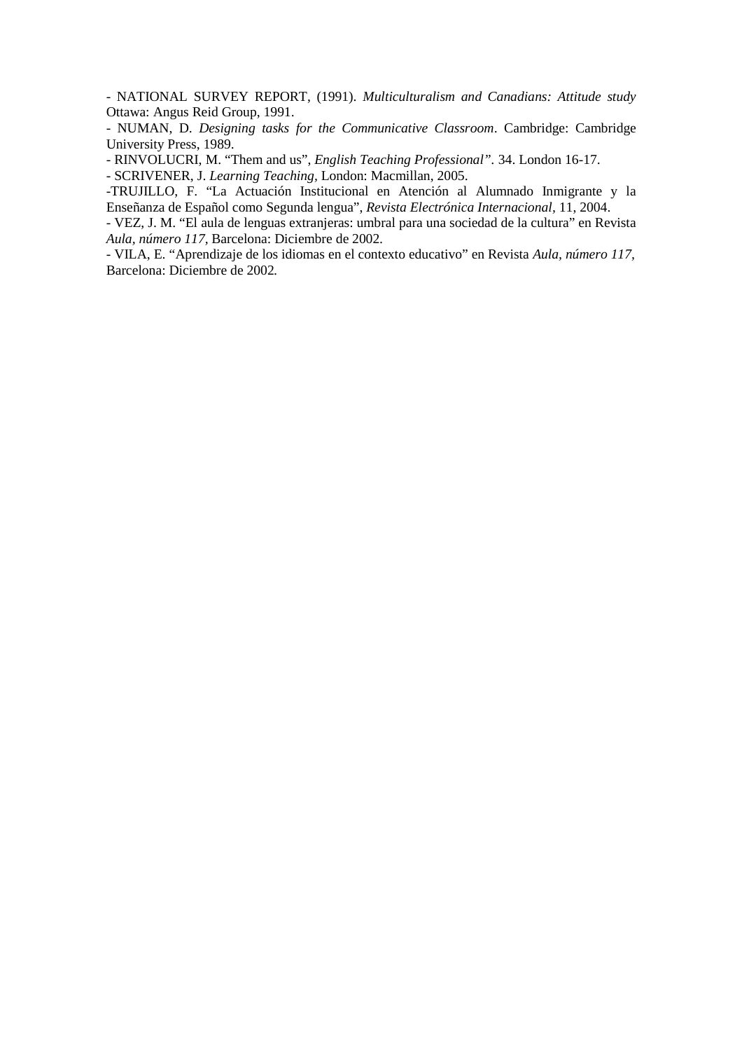- NATIONAL SURVEY REPORT, (1991). *Multiculturalism and Canadians: Attitude study* Ottawa: Angus Reid Group, 1991.

- NUMAN, D. *Designing tasks for the Communicative Classroom*. Cambridge: Cambridge University Press, 1989.

- RINVOLUCRI, M. "Them and us", *English Teaching Professional"*. 34. London 16-17.

- SCRIVENER, J. *Learning Teaching*, London: Macmillan, 2005.

-TRUJILLO, F. "La Actuación Institucional en Atención al Alumnado Inmigrante y la Enseñanza de Español como Segunda lengua", *Revista Electrónica Internacional*, 11, 2004.

- VEZ, J. M. "El aula de lenguas extranjeras: umbral para una sociedad de la cultura" en Revista *Aula, número 117*, Barcelona: Diciembre de 2002.

- VILA, E. "Aprendizaje de los idiomas en el contexto educativo" en Revista *Aula, número 117*, Barcelona: Diciembre de 2002.